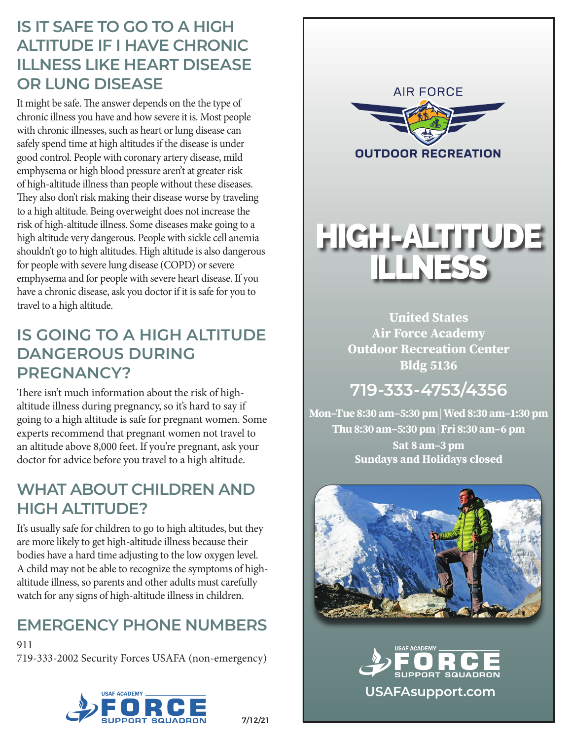## IS IT SAFE TO GO TO A HIGH ALTITUDE IF I HAVE CHRONIC ILLNESS LIKE HEART DISEASE OR LUNG DISEASE

It might be safe. The answer depends on the the type of chronic illness you have and how severe it is. Most people with chronic illnesses, such as heart or lung disease can safely spend time at high altitudes if the disease is under good control. People with coronary artery disease, mild emphysema or high blood pressure aren't at greater risk of high-altitude illness than people without these diseases. They also don't risk making their disease worse by traveling to a high altitude. Being overweight does not increase the risk of high-altitude illness. Some diseases make going to a high altitude very dangerous. People with sickle cell anemia shouldn't go to high altitudes. High altitude is also dangerous for people with severe lung disease (COPD) or severe emphysema and for people with severe heart disease. If you have a chronic disease, ask you doctor if it is safe for you to travel to a high altitude.

## IS GOING TO A HIGH ALTITUDE DANGEROUS DURING PREGNANCY?

There isn't much information about the risk of high-altitude illness during pregnancy, so it's hard to say if going to a high altitude is safe for pregnant women. Some experts recommend that pregnant women not travel to an altitude above 8,000 feet. If you're pregnant, ask your doctor for advice before you travel to a high altitude.

## WHAT ABOUT CHILDREN AND HIGH ALTITUDE?

It's usually safe for children to go to high altitudes, but they are more likely to get high-altitude illness because their bodies have a hard time adjusting to the low oxygen level. A child may not be able to recognize the symptoms of high-altitude illness, so parents and other adults must carefully watch for any signs of high-altitude illness in children.

## EMERGENCY PHONE NUMBERS

911

719-333-2002 Security Forces USAFA (non-emergency)

USAF ACADEMY FORCE SUPPORT SQUADRON

7/12/21

AIR FORCE OUTDOOR RECREATION

# HIGH-ALTITUDE ILLNESS

**United States Air Force Academy Outdoor Recreation Center Bldg 5136**

## 719-333-4753/4356

**Mon–Tue 8:30 am–5:30 pm | Wed 8:30 am–1:30 pm**
**Thu 8:30 am–5:30 pm | Fri 8:30 am–6 pm**
**Sat 8 am–3 pm**
**Sundays and Holidays closed**

USAF ACADEMY FORCE SUPPORT SQUADRON

**USAFAsupport.com**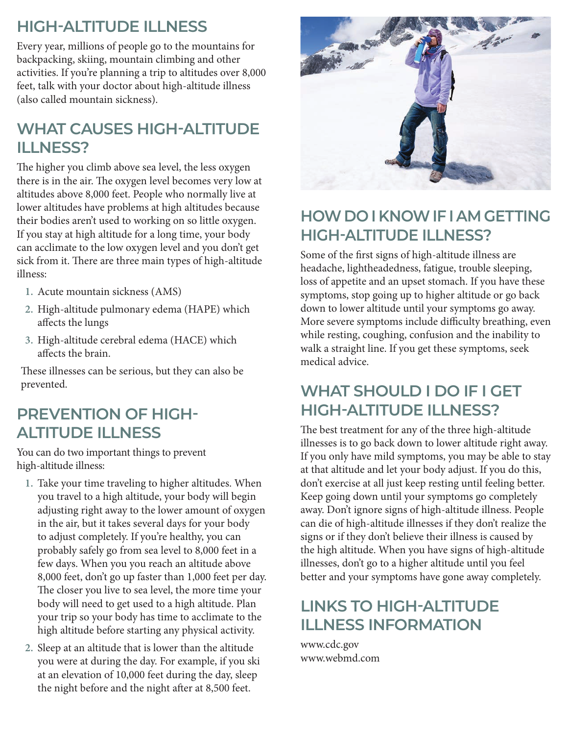# HIGH-ALTITUDE ILLNESS

Every year, millions of people go to the mountains for backpacking, skiing, mountain climbing and other activities. If you're planning a trip to altitudes over 8,000 feet, talk with your doctor about high-altitude illness (also called mountain sickness).

## WHAT CAUSES HIGH-ALTITUDE ILLNESS?

The higher you climb above sea level, the less oxygen there is in the air. The oxygen level becomes very low at altitudes above 8,000 feet. People who normally live at lower altitudes have problems at high altitudes because their bodies aren't used to working on so little oxygen. If you stay at high altitude for a long time, your body can acclimate to the low oxygen level and you don't get sick from it. There are three main types of high-altitude illness:

1. Acute mountain sickness (AMS)
2. High-altitude pulmonary edema (HAPE) which affects the lungs
3. High-altitude cerebral edema (HACE) which affects the brain.

These illnesses can be serious, but they can also be prevented.

## PREVENTION OF HIGH-ALTITUDE ILLNESS

You can do two important things to prevent high-altitude illness:

1. Take your time traveling to higher altitudes. When you travel to a high altitude, your body will begin adjusting right away to the lower amount of oxygen in the air, but it takes several days for your body to adjust completely. If you're healthy, you can probably safely go from sea level to 8,000 feet in a few days. When you you reach an altitude above 8,000 feet, don't go up faster than 1,000 feet per day. The closer you live to sea level, the more time your body will need to get used to a high altitude. Plan your trip so your body has time to acclimate to the high altitude before starting any physical activity.
2. Sleep at an altitude that is lower than the altitude you were at during the day. For example, if you ski at an elevation of 10,000 feet during the day, sleep the night before and the night after at 8,500 feet.

## HOW DO I KNOW IF I AM GETTING HIGH-ALTITUDE ILLNESS?

Some of the first signs of high-altitude illness are headache, lightheadedness, fatigue, trouble sleeping, loss of appetite and an upset stomach. If you have these symptoms, stop going up to higher altitude or go back down to lower altitude until your symptoms go away. More severe symptoms include difficulty breathing, even while resting, coughing, confusion and the inability to walk a straight line. If you get these symptoms, seek medical advice.

## WHAT SHOULD I DO IF I GET HIGH-ALTITUDE ILLNESS?

The best treatment for any of the three high-altitude illnesses is to go back down to lower altitude right away. If you only have mild symptoms, you may be able to stay at that altitude and let your body adjust. If you do this, don't exercise at all just keep resting until feeling better. Keep going down until your symptoms go completely away. Don't ignore signs of high-altitude illness. People can die of high-altitude illnesses if they don't realize the signs or if they don't believe their illness is caused by the high altitude. When you have signs of high-altitude illnesses, don't go to a higher altitude until you feel better and your symptoms have gone away completely.

## LINKS TO HIGH-ALTITUDE ILLNESS INFORMATION

www.cdc.gov
www.webmd.com